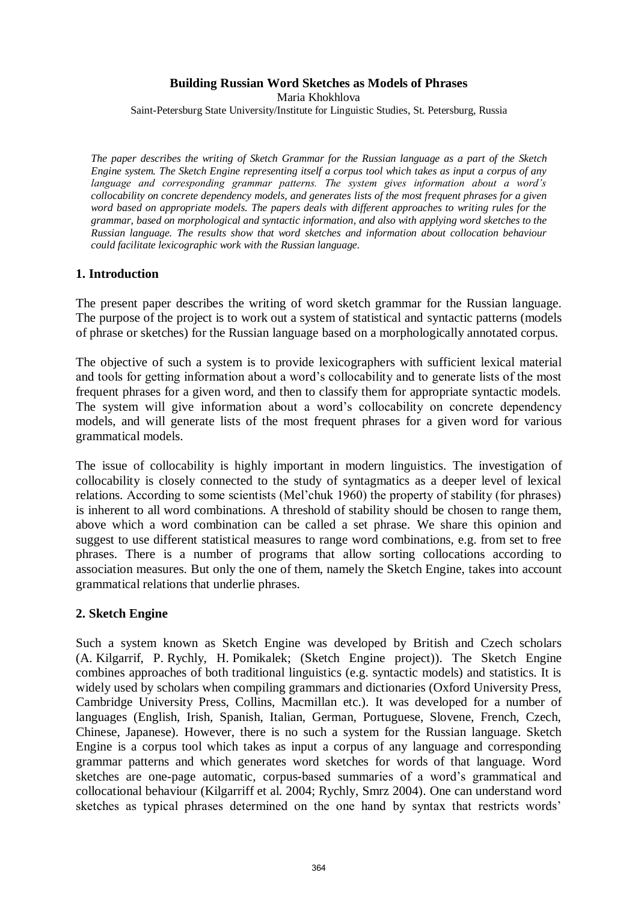# Building Russian Word Sketches as Models of Phrases

Maria Khokhlova

Saint-Petersburg State University/Institute for Linguistic Studies, St. Petersburg, Russia

*The paper describes the writing of Sketch Grammar for the Russian language as a part of the Sketch Engine system. The Sketch Engine representing itself a corpus tool which takes as input a corpus of any language and corresponding grammar patterns. The system gives information about a word's collocability on concrete dependency models, and generates lists of the most frequent phrases for a given word based on appropriate models. The papers deals with different approaches to writing rules for the grammar, based on morphological and syntactic information, and also with applying word sketches to the Russian language. The results show that word sketches and information about collocation behaviour could facilitate lexicographic work with the Russian language.*

## 1. Introduction

The present paper describes the writing of word sketch grammar for the Russian language. The purpose of the project is to work out a system of statistical and syntactic patterns (models of phrase or sketches) for the Russian language based on a morphologically annotated corpus.

The objective of such a system is to provide lexicographers with sufficient lexical material and tools for getting information about a word's collocability and to generate lists of the most frequent phrases for a given word, and then to classify them for appropriate syntactic models. The system will give information about a word's collocability on concrete dependency models, and will generate lists of the most frequent phrases for a given word for various grammatical models.

The issue of collocability is highly important in modern linguistics. The investigation of collocability is closely connected to the study of syntagmatics as a deeper level of lexical relations. According to some scientists (Mel'chuk 1960) the property of stability (for phrases) is inherent to all word combinations. A threshold of stability should be chosen to range them, above which a word combination can be called a set phrase. We share this opinion and suggest to use different statistical measures to range word combinations, e.g. from set to free phrases. There is a number of programs that allow sorting collocations according to association measures. But only the one of them, namely the Sketch Engine, takes into account grammatical relations that underlie phrases.

## 2. Sketch Engine

Such a system known as Sketch Engine was developed by British and Czech scholars (A. Kilgarrif, P. Rychly, H. Pomikalek; (Sketch Engine project)). The Sketch Engine combines approaches of both traditional linguistics (e.g. syntactic models) and statistics. It is widely used by scholars when compiling grammars and dictionaries (Oxford University Press, Cambridge University Press, Collins, Macmillan etc.). It was developed for a number of languages (English, Irish, Spanish, Italian, German, Portuguese, Slovene, French, Czech, Chinese, Japanese). However, there is no such a system for the Russian language. Sketch Engine is a corpus tool which takes as input a corpus of any language and corresponding grammar patterns and which generates word sketches for words of that language. Word sketches are one-page automatic, corpus-based summaries of a word's grammatical and collocational behaviour (Kilgarriff et al. 2004; Rychly, Smrz 2004). One can understand word sketches as typical phrases determined on the one hand by syntax that restricts words'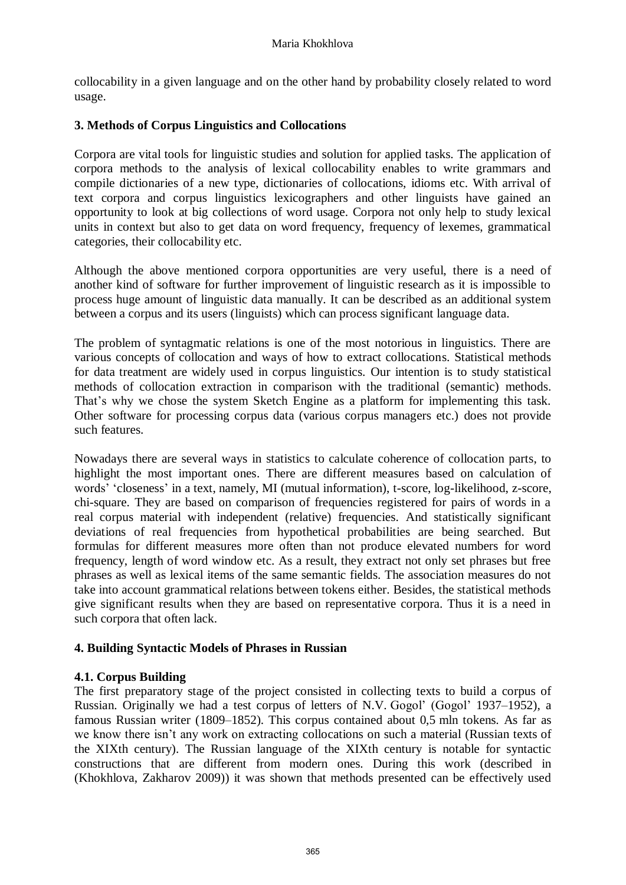collocability in a given language and on the other hand by probability closely related to word usage.

## 3. Methods of Corpus Linguistics and Collocations

Corpora are vital tools for linguistic studies and solution for applied tasks. The application of corpora methods to the analysis of lexical collocability enables to write grammars and compile dictionaries of a new type, dictionaries of collocations, idioms etc. With arrival of text corpora and corpus linguistics lexicographers and other linguists have gained an opportunity to look at big collections of word usage. Corpora not only help to study lexical units in context but also to get data on word frequency, frequency of lexemes, grammatical categories, their collocability etc.

Although the above mentioned corpora opportunities are very useful, there is a need of another kind of software for further improvement of linguistic research as it is impossible to process huge amount of linguistic data manually. It can be described as an additional system between a corpus and its users (linguists) which can process significant language data.

The problem of syntagmatic relations is one of the most notorious in linguistics. There are various concepts of collocation and ways of how to extract collocations. Statistical methods for data treatment are widely used in corpus linguistics. Our intention is to study statistical methods of collocation extraction in comparison with the traditional (semantic) methods. That's why we chose the system Sketch Engine as a platform for implementing this task. Other software for processing corpus data (various corpus managers etc.) does not provide such features.

Nowadays there are several ways in statistics to calculate coherence of collocation parts, to highlight the most important ones. There are different measures based on calculation of words' 'closeness' in a text, namely, MI (mutual information), t-score, log-likelihood, z-score, chi-square. They are based on comparison of frequencies registered for pairs of words in a real corpus material with independent (relative) frequencies. And statistically significant deviations of real frequencies from hypothetical probabilities are being searched. But formulas for different measures more often than not produce elevated numbers for word frequency, length of word window etc. As a result, they extract not only set phrases but free phrases as well as lexical items of the same semantic fields. The association measures do not take into account grammatical relations between tokens either. Besides, the statistical methods give significant results when they are based on representative corpora. Thus it is a need in such corpora that often lack.

## 4. Building Syntactic Models of Phrases in Russian

### 4.1. Corpus Building

The first preparatory stage of the project consisted in collecting texts to build a corpus of Russian. Originally we had a test corpus of letters of N.V. Gogol' (Gogol' 1937–1952), a famous Russian writer (1809–1852). This corpus contained about 0,5 mln tokens. As far as we know there isn't any work on extracting collocations on such a material (Russian texts of the XIXth century). The Russian language of the XIXth century is notable for syntactic constructions that are different from modern ones. During this work (described in (Khokhlova, Zakharov 2009)) it was shown that methods presented can be effectively used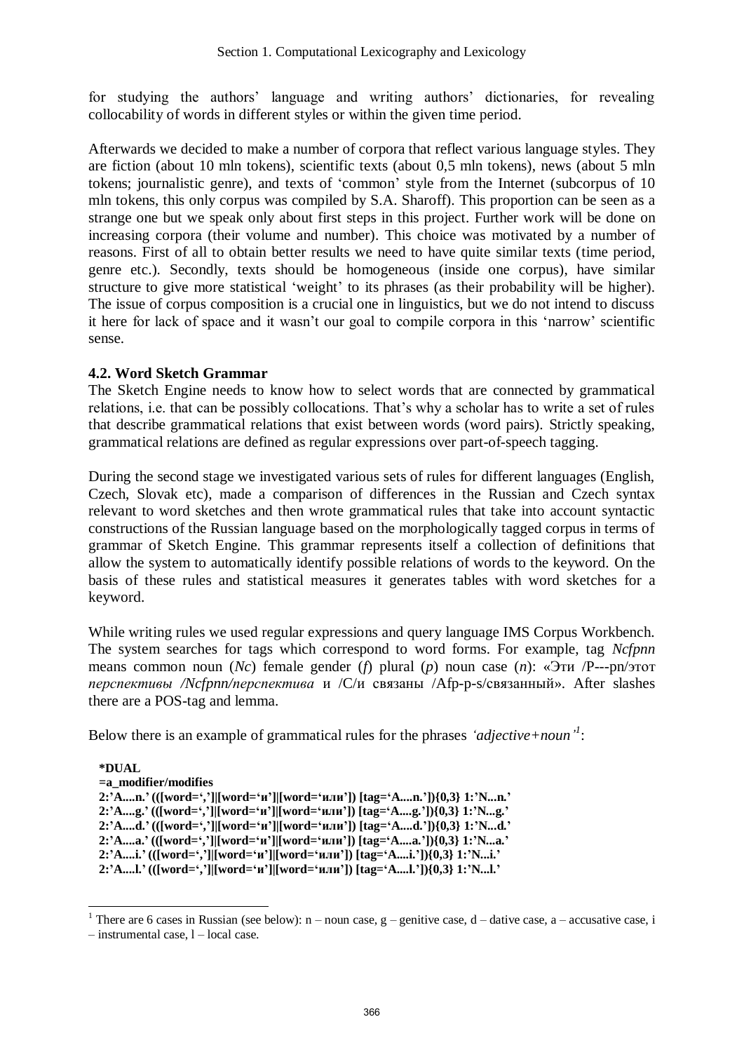for studying the authors' language and writing authors' dictionaries, for revealing collocability of words in different styles or within the given time period.

Afterwards we decided to make a number of corpora that reflect various language styles. They are fiction (about 10 mln tokens), scientific texts (about 0,5 mln tokens), news (about 5 mln tokens; journalistic genre), and texts of 'common' style from the Internet (subcorpus of 10 mln tokens, this only corpus was compiled by S.A. Sharoff). This proportion can be seen as a strange one but we speak only about first steps in this project. Further work will be done on increasing corpora (their volume and number). This choice was motivated by a number of reasons. First of all to obtain better results we need to have quite similar texts (time period, genre etc.). Secondly, texts should be homogeneous (inside one corpus), have similar structure to give more statistical 'weight' to its phrases (as their probability will be higher). The issue of corpus composition is a crucial one in linguistics, but we do not intend to discuss it here for lack of space and it wasn't our goal to compile corpora in this 'narrow' scientific sense.

### 4.2. Word Sketch Grammar

The Sketch Engine needs to know how to select words that are connected by grammatical relations, i.e. that can be possibly collocations. That's why a scholar has to write a set of rules that describe grammatical relations that exist between words (word pairs). Strictly speaking, grammatical relations are defined as regular expressions over part-of-speech tagging.

During the second stage we investigated various sets of rules for different languages (English, Czech, Slovak etc), made a comparison of differences in the Russian and Czech syntax relevant to word sketches and then wrote grammatical rules that take into account syntactic constructions of the Russian language based on the morphologically tagged corpus in terms of grammar of Sketch Engine. This grammar represents itself a collection of definitions that allow the system to automatically identify possible relations of words to the keyword. On the basis of these rules and statistical measures it generates tables with word sketches for a keyword.

While writing rules we used regular expressions and query language IMS Corpus Workbench. The system searches for tags which correspond to word forms. For example, tag *Ncfpnn* means common noun (*Nc*) female gender (*f*) plural (*p*) noun case (*n*): «Эти /P---pn/этот *перспективы /Ncfpnn/перспектива* и /C/и связаны /Afp-p-s/связанный». After slashes there are a POS-tag and lemma.

Below there is an example of grammatical rules for the phrases *'adjective+noun'*[1]:

```
*DUAL
=a_modifier/modifies
2:'A....n.' (([word=',']|[word='и']|[word='или']) [tag='A....n.']){0,3} 1:'N...n.'
2:'A....g.' (([word=',']|[word='и']|[word='или']) [tag='A....g.']){0,3} 1:'N...g.'
2:'A....d.' (([word=',']|[word='и']|[word='или']) [tag='A....d.']){0,3} 1:'N...d.'
2:'A....a.' (([word=',']|[word='и']|[word='или']) [tag='A....a.']){0,3} 1:'N...a.'
2:'A....i.' (([word=',']|[word='и']|[word='или']) [tag='A....i.']){0,3} 1:'N...i.'
2:'A....l.' (([word=',']|[word='и']|[word='или']) [tag='A....l.']){0,3} 1:'N...l.'
```

[1] There are 6 cases in Russian (see below): n – noun case, g – genitive case, d – dative case, a – accusative case, i – instrumental case, l – local case.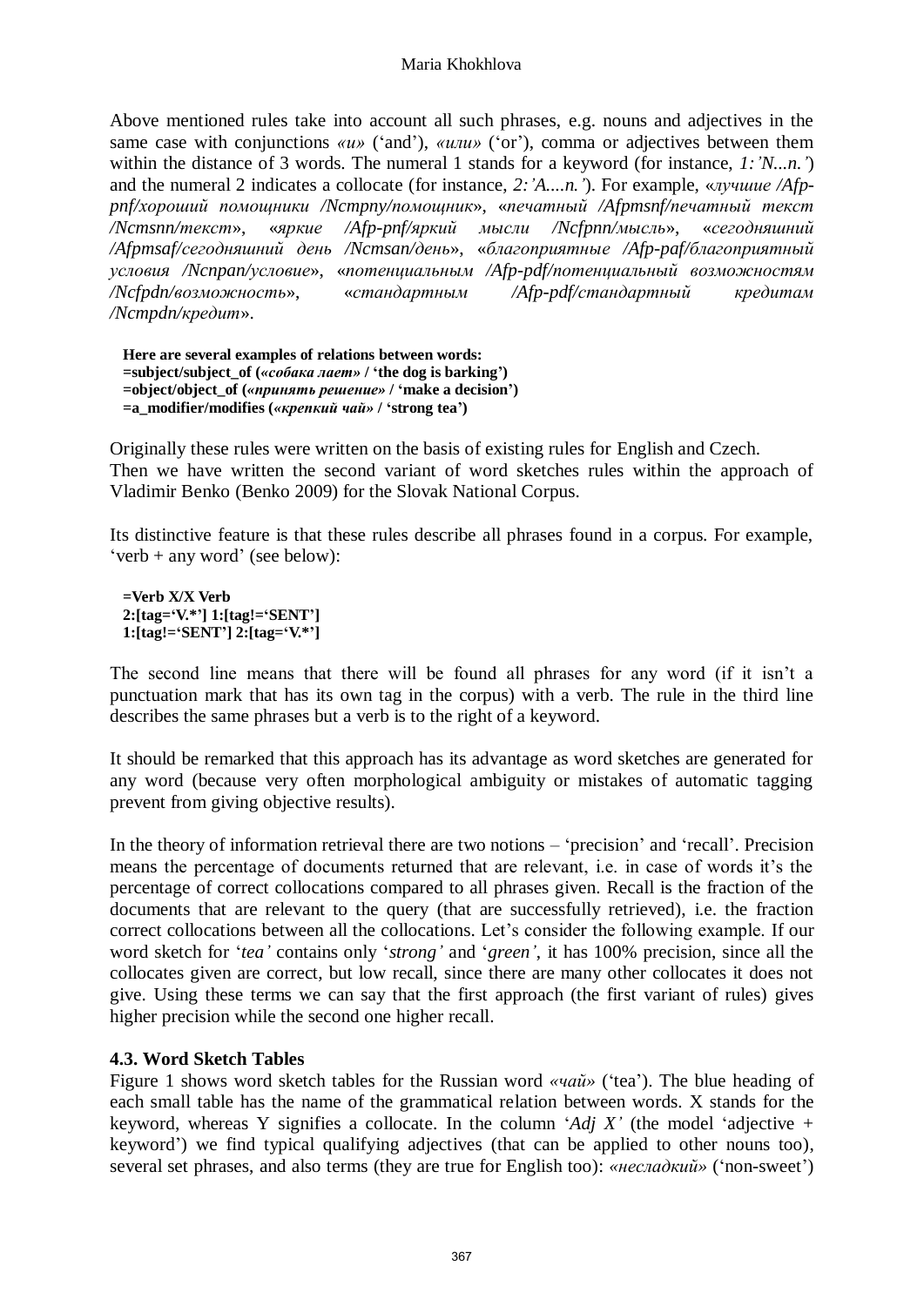Above mentioned rules take into account all such phrases, e.g. nouns and adjectives in the same case with conjunctions *«и»* ('and'), *«или»* ('or'), comma or adjectives between them within the distance of 3 words. The numeral 1 stands for a keyword (for instance, *1:'N...n.'*) and the numeral 2 indicates a collocate (for instance, *2:'A....n.'*). For example, «*лучшие /Afp-pnf/хороший помощники /Ncmpny/помощник*», «*печатный /Afpmsnf/печатный текст /Ncmsnn/текст*», «*яркие /Afp-pnf/яркий мысли /Ncfpnn/мысль*», «*сегодняшний /Afpmsaf/сегодняшний день /Ncmsan/день*», «*благоприятные /Afp-paf/благоприятный условия /Ncnpan/условие*», «*потенциальным /Afp-pdf/потенциальный возможностям /Ncfpdn/возможность*», «*стандартным /Afp-pdf/стандартный кредитам /Ncmpdn/кредит*».

**Here are several examples of relations between words:**
**=subject/subject_of (*«собака лает»* / 'the dog is barking')**
**=object/object_of (*«принять решение»* / 'make a decision')**
**=a_modifier/modifies (*«крепкий чай»* / 'strong tea')**

Originally these rules were written on the basis of existing rules for English and Czech. Then we have written the second variant of word sketches rules within the approach of Vladimir Benko (Benko 2009) for the Slovak National Corpus.

Its distinctive feature is that these rules describe all phrases found in a corpus. For example, 'verb + any word' (see below):

**=Verb X/X Verb**
**2:[tag='V.*'] 1:[tag!='SENT']**
**1:[tag!='SENT'] 2:[tag='V.*']**

The second line means that there will be found all phrases for any word (if it isn't a punctuation mark that has its own tag in the corpus) with a verb. The rule in the third line describes the same phrases but a verb is to the right of a keyword.

It should be remarked that this approach has its advantage as word sketches are generated for any word (because very often morphological ambiguity or mistakes of automatic tagging prevent from giving objective results).

In the theory of information retrieval there are two notions – 'precision' and 'recall'. Precision means the percentage of documents returned that are relevant, i.e. in case of words it's the percentage of correct collocations compared to all phrases given. Recall is the fraction of the documents that are relevant to the query (that are successfully retrieved), i.e. the fraction correct collocations between all the collocations. Let's consider the following example. If our word sketch for '*tea'* contains only '*strong'* and '*green'*, it has 100% precision, since all the collocates given are correct, but low recall, since there are many other collocates it does not give. Using these terms we can say that the first approach (the first variant of rules) gives higher precision while the second one higher recall.

### 4.3. Word Sketch Tables

Figure 1 shows word sketch tables for the Russian word *«чай»* ('tea'). The blue heading of each small table has the name of the grammatical relation between words. X stands for the keyword, whereas Y signifies a collocate. In the column '*Adj X'* (the model 'adjective + keyword') we find typical qualifying adjectives (that can be applied to other nouns too), several set phrases, and also terms (they are true for English too): *«несладкий»* ('non-sweet')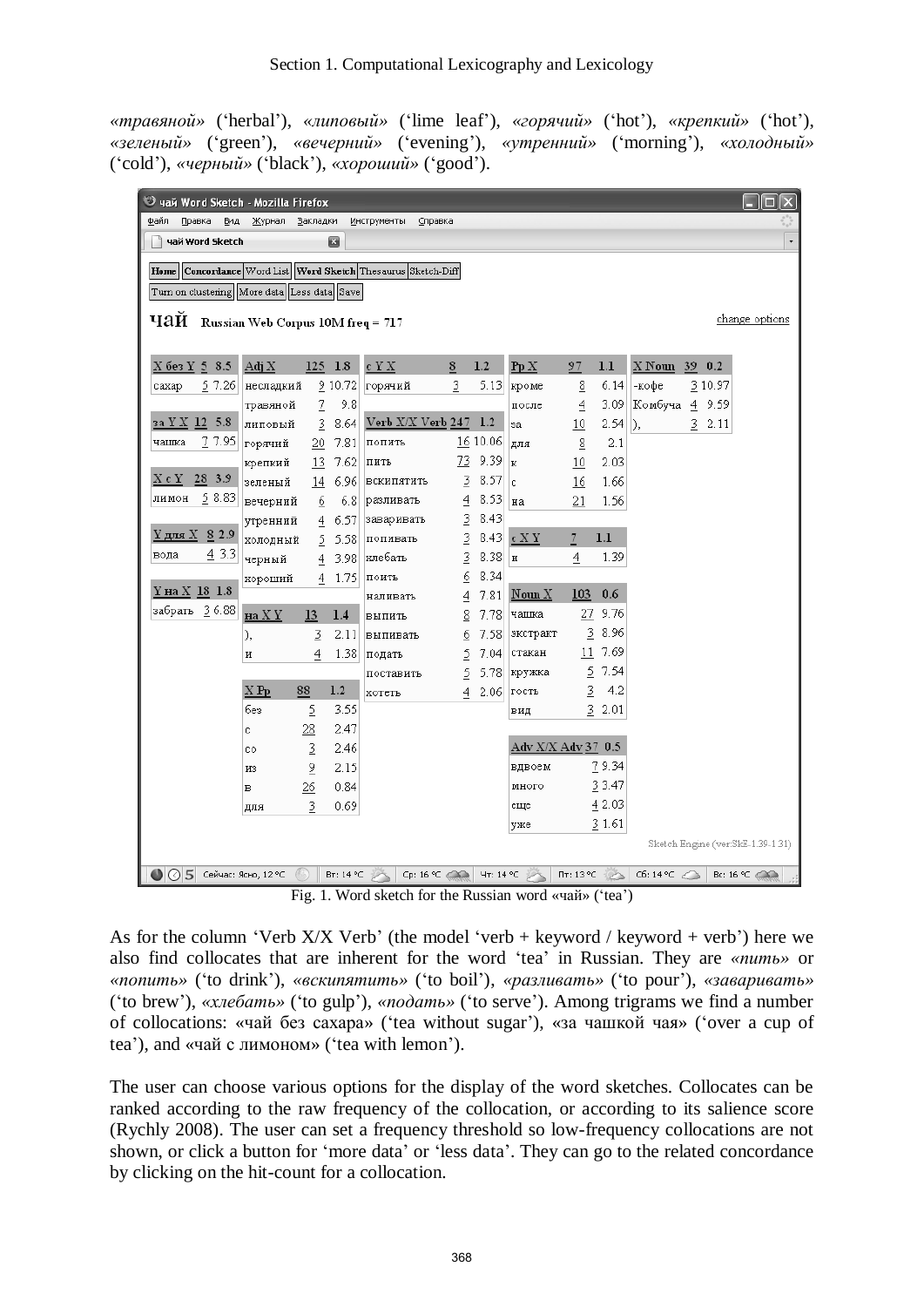*«травяной»* ('herbal'), *«липовый»* ('lime leaf'), *«горячий»* ('hot'), *«крепкий»* ('hot'), *«зеленый»* ('green'), *«вечерний»* ('evening'), *«утренний»* ('morning'), *«холодный»* ('cold'), *«черный»* ('black'), *«хороший»* ('good').

**чай** Russian Web Corpus 10M freq = 717

| X без Y | 5 | 8.5 |
|---|---|---|
| сахар | 5 | 7.26 |

| за Y X | 12 | 5.8 |
|---|---|---|
| чашка | 7 | 7.95 |

| X с Y | 28 | 3.9 |
|---|---|---|
| лимон | 5 | 8.83 |

| Y для X | 8 | 2.9 |
|---|---|---|
| вода | 4 | 3.3 |

| Y на X | 18 | 1.8 |
|---|---|---|
| забрать | 3 | 6.88 |

| Adj X | 125 | 1.8 |
|---|---|---|
| несладкий | 9 | 10.72 |
| травяной | 7 | 9.8 |
| липовый | 3 | 8.64 |
| горячий | 20 | 7.81 |
| крепкий | 13 | 7.62 |
| зеленый | 14 | 6.96 |
| вечерний | 6 | 6.8 |
| утренний | 4 | 6.57 |
| холодный | 5 | 5.58 |
| черный | 4 | 3.98 |
| хороший | 4 | 1.75 |

| на X Y | 13 | 1.4 |
|---|---|---|
| ), | 3 | 2.11 |
| и | 4 | 1.38 |

| X Pp | 88 | 1.2 |
|---|---|---|
| без | 5 | 3.55 |
| с | 28 | 2.47 |
| со | 3 | 2.46 |
| из | 9 | 2.15 |
| в | 26 | 0.84 |
| для | 3 | 0.69 |

| с Y X | 8 | 1.2 |
|---|---|---|
| горячий | 3 | 5.13 |

| Verb X/X Verb | 247 | 1.2 |
|---|---|---|
| попить | 16 | 10.06 |
| пить | 73 | 9.39 |
| вскипятить | 3 | 8.57 |
| разливать | 4 | 8.53 |
| заваривать | 3 | 8.43 |
| попивать | 3 | 8.43 |
| хлебать | 3 | 8.38 |
| поить | 6 | 8.34 |
| наливать | 4 | 7.81 |
| выпить | 8 | 7.78 |
| выпивать | 6 | 7.58 |
| подать | 5 | 7.04 |
| поставить | 5 | 5.78 |
| хотеть | 4 | 2.06 |

| Pp X | 97 | 1.1 |
|---|---|---|
| кроме | 8 | 6.14 |
| после | 4 | 3.09 |
| за | 10 | 2.54 |
| для | 8 | 2.1 |
| к | 10 | 2.03 |
| с | 16 | 1.66 |
| на | 21 | 1.56 |

| с X Y | 7 | 1.1 |
|---|---|---|
| и | 4 | 1.39 |

| Noun X | 103 | 0.6 |
|---|---|---|
| чашка | 27 | 9.76 |
| экстракт | 3 | 8.96 |
| стакан | 11 | 7.69 |
| кружка | 5 | 7.54 |
| гость | 3 | 4.2 |
| вид | 3 | 2.01 |

| Adv X/X Adv | 37 | 0.5 |
|---|---|---|
| вдвоем | 7 | 9.34 |
| много | 3 | 3.47 |
| еще | 4 | 2.03 |
| уже | 3 | 1.61 |

| X Noun | 39 | 0.2 |
|---|---|---|
| -кофе | 3 | 10.97 |
| Комбуча | 4 | 9.59 |
| ), | 3 | 2.11 |

Fig. 1. Word sketch for the Russian word «чай» ('tea')

As for the column 'Verb X/X Verb' (the model 'verb + keyword / keyword + verb') here we also find collocates that are inherent for the word 'tea' in Russian. They are *«пить»* or *«попить»* ('to drink'), *«вскипятить»* ('to boil'), *«разливать»* ('to pour'), *«заваривать»* ('to brew'), *«хлебать»* ('to gulp'), *«подать»* ('to serve'). Among trigrams we find a number of collocations: «чай без сахара» ('tea without sugar'), «за чашкой чая» ('over a cup of tea'), and «чай с лимоном» ('tea with lemon').

The user can choose various options for the display of the word sketches. Collocates can be ranked according to the raw frequency of the collocation, or according to its salience score (Rychly 2008). The user can set a frequency threshold so low-frequency collocations are not shown, or click a button for 'more data' or 'less data'. They can go to the related concordance by clicking on the hit-count for a collocation.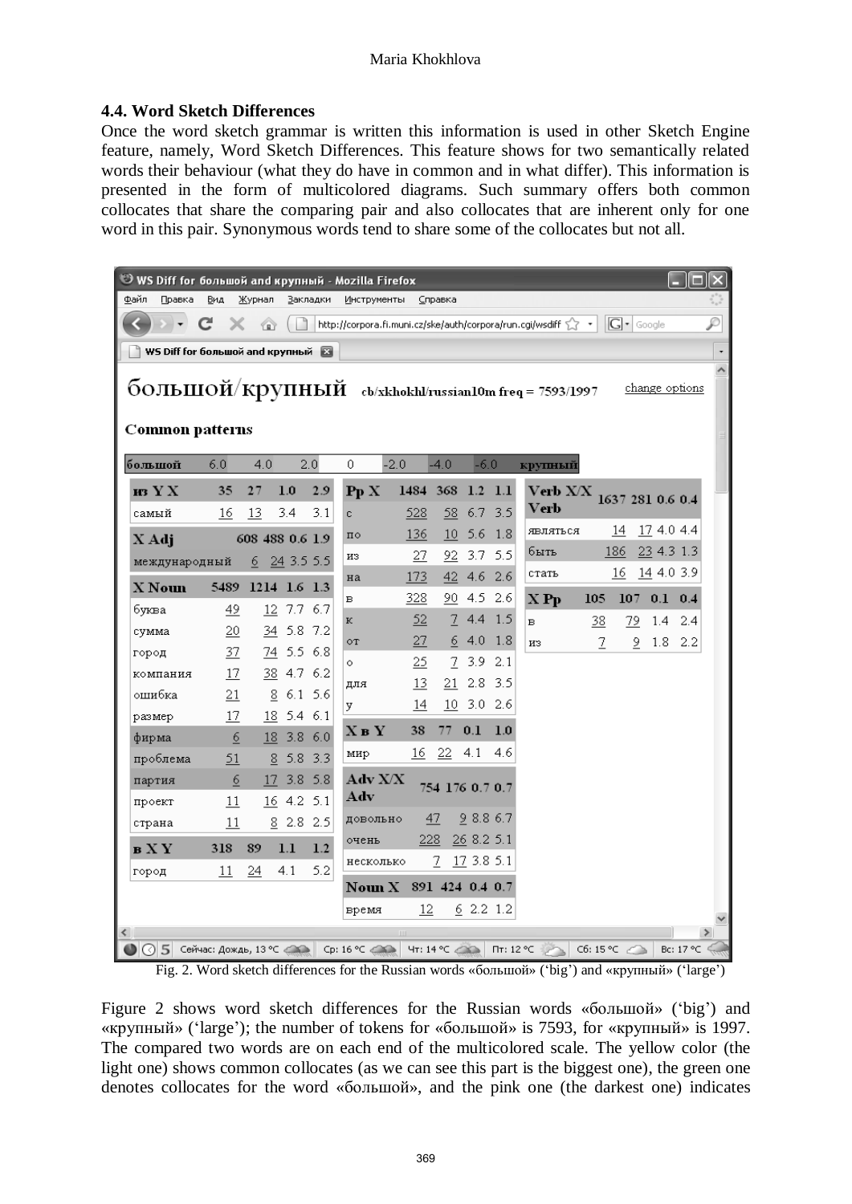### 4.4. Word Sketch Differences

Once the word sketch grammar is written this information is used in other Sketch Engine feature, namely, Word Sketch Differences. This feature shows for two semantically related words their behaviour (what they do have in common and in what differ). This information is presented in the form of multicolored diagrams. Such summary offers both common collocates that share the comparing pair and also collocates that are inherent only for one word in this pair. Synonymous words tend to share some of the collocates but not all.

**большой/крупный** cb/xkhokhl/russian10m freq = 7593/1997 change options

**Common patterns**

| большой | 6.0 | 4.0 | 2.0 | 0 | -2.0 | -4.0 | -6.0 | крупный |
|---|---|---|---|---|---|---|---|---|

| из Y X | 35 | 27 | 1.0 | 2.9 |
|---|---|---|---|---|
| самый | 16 | 13 | 3.4 | 3.1 |

| X Adj | 608 | 488 | 0.6 | 1.9 |
|---|---|---|---|---|
| международный | 6 | 24 | 3.5 | 5.5 |

| X Noun | 5489 | 1214 | 1.6 | 1.3 |
|---|---|---|---|---|
| буква | 49 | 12 | 7.7 | 6.7 |
| сумма | 20 | 34 | 5.8 | 7.2 |
| город | 37 | 74 | 5.5 | 6.8 |
| компания | 17 | 38 | 4.7 | 6.2 |
| ошибка | 21 | 8 | 6.1 | 5.6 |
| размер | 17 | 18 | 5.4 | 6.1 |
| фирма | 6 | 18 | 3.8 | 6.0 |
| проблема | 51 | 8 | 5.8 | 3.3 |
| партия | 6 | 17 | 3.8 | 5.8 |
| проект | 11 | 16 | 4.2 | 5.1 |
| страна | 11 | 8 | 2.8 | 2.5 |

| в X Y | 318 | 89 | 1.1 | 1.2 |
|---|---|---|---|---|
| город | 11 | 24 | 4.1 | 5.2 |

| Pp X | 1484 | 368 | 1.2 | 1.1 |
|---|---|---|---|---|
| с | 528 | 58 | 6.7 | 3.5 |
| по | 136 | 10 | 5.6 | 1.8 |
| из | 27 | 92 | 3.7 | 5.5 |
| на | 173 | 42 | 4.6 | 2.6 |
| в | 328 | 90 | 4.5 | 2.6 |
| к | 52 | 7 | 4.4 | 1.5 |
| от | 27 | 6 | 4.0 | 1.8 |
| о | 25 | 7 | 3.9 | 2.1 |
| для | 13 | 21 | 2.8 | 3.5 |
| у | 14 | 10 | 3.0 | 2.6 |

| X в Y | 38 | 77 | 0.1 | 1.0 |
|---|---|---|---|---|
| мир | 16 | 22 | 4.1 | 4.6 |

| Adv X/X Adv | 754 | 176 | 0.7 | 0.7 |
|---|---|---|---|---|
| довольно | 47 | 9 | 8.8 | 6.7 |
| очень | 228 | 26 | 8.2 | 5.1 |
| несколько | 7 | 17 | 3.8 | 5.1 |

| Noun X | 891 | 424 | 0.4 | 0.7 |
|---|---|---|---|---|
| время | 12 | 6 | 2.2 | 1.2 |

| Verb X/X Verb | 1637 | 281 | 0.6 | 0.4 |
|---|---|---|---|---|
| являться | 14 | 17 | 4.0 | 4.4 |
| быть | 186 | 23 | 4.3 | 1.3 |
| стать | 16 | 14 | 4.0 | 3.9 |

| X Pp | 105 | 107 | 0.1 | 0.4 |
|---|---|---|---|---|
| в | 38 | 79 | 1.4 | 2.4 |
| из | 7 | 9 | 1.8 | 2.2 |

Fig. 2. Word sketch differences for the Russian words «большой» ('big') and «крупный» ('large')

Figure 2 shows word sketch differences for the Russian words «большой» ('big') and «крупный» ('large'); the number of tokens for «большой» is 7593, for «крупный» is 1997. The compared two words are on each end of the multicolored scale. The yellow color (the light one) shows common collocates (as we can see this part is the biggest one), the green one denotes collocates for the word «большой», and the pink one (the darkest one) indicates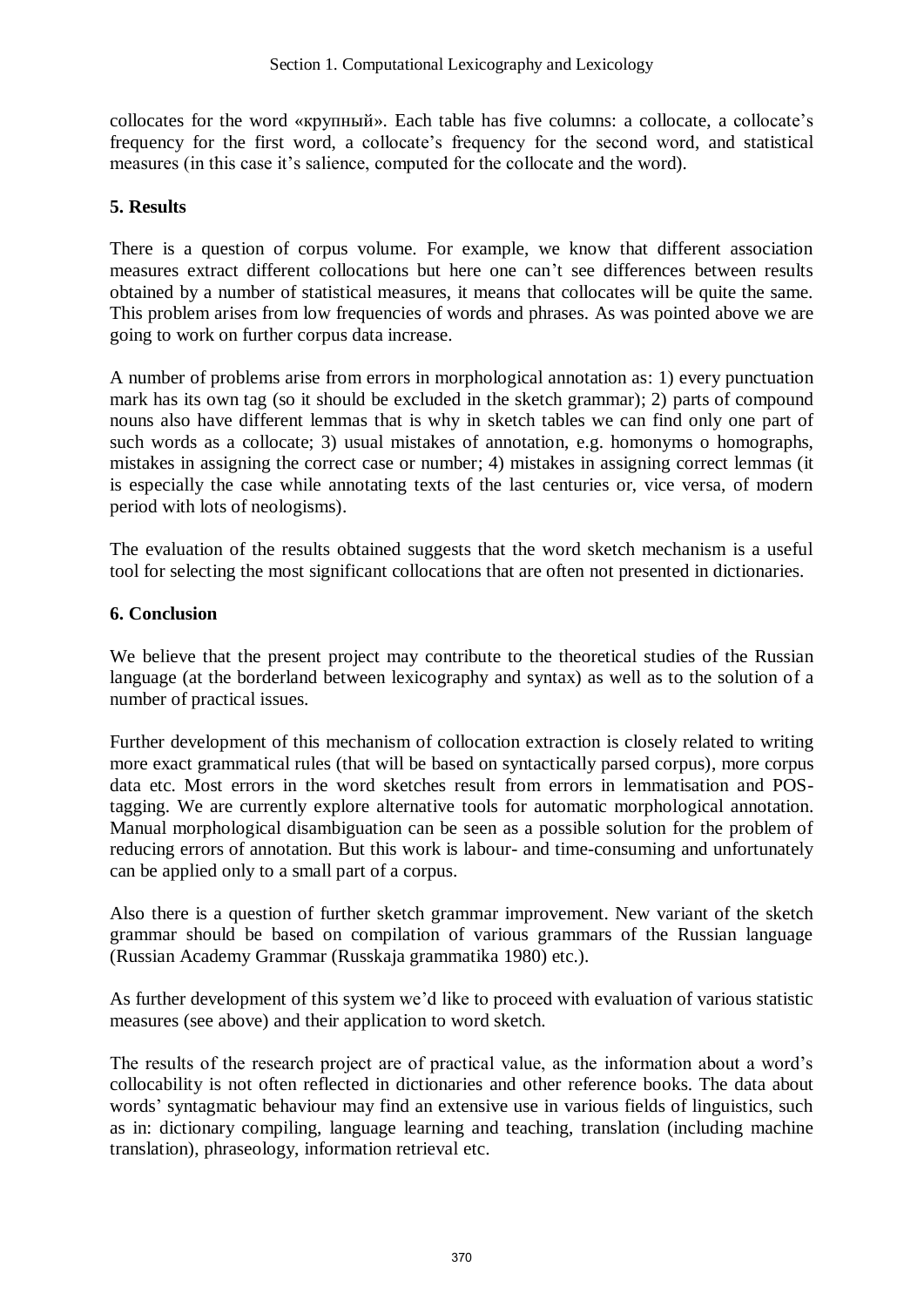collocates for the word «крупный». Each table has five columns: a collocate, a collocate's frequency for the first word, a collocate's frequency for the second word, and statistical measures (in this case it's salience, computed for the collocate and the word).

## 5. Results

There is a question of corpus volume. For example, we know that different association measures extract different collocations but here one can't see differences between results obtained by a number of statistical measures, it means that collocates will be quite the same. This problem arises from low frequencies of words and phrases. As was pointed above we are going to work on further corpus data increase.

A number of problems arise from errors in morphological annotation as: 1) every punctuation mark has its own tag (so it should be excluded in the sketch grammar); 2) parts of compound nouns also have different lemmas that is why in sketch tables we can find only one part of such words as a collocate; 3) usual mistakes of annotation, e.g. homonyms o homographs, mistakes in assigning the correct case or number; 4) mistakes in assigning correct lemmas (it is especially the case while annotating texts of the last centuries or, vice versa, of modern period with lots of neologisms).

The evaluation of the results obtained suggests that the word sketch mechanism is a useful tool for selecting the most significant collocations that are often not presented in dictionaries.

## 6. Conclusion

We believe that the present project may contribute to the theoretical studies of the Russian language (at the borderland between lexicography and syntax) as well as to the solution of a number of practical issues.

Further development of this mechanism of collocation extraction is closely related to writing more exact grammatical rules (that will be based on syntactically parsed corpus), more corpus data etc. Most errors in the word sketches result from errors in lemmatisation and POS-tagging. We are currently explore alternative tools for automatic morphological annotation. Manual morphological disambiguation can be seen as a possible solution for the problem of reducing errors of annotation. But this work is labour- and time-consuming and unfortunately can be applied only to a small part of a corpus.

Also there is a question of further sketch grammar improvement. New variant of the sketch grammar should be based on compilation of various grammars of the Russian language (Russian Academy Grammar (Russkaja grammatika 1980) etc.).

As further development of this system we'd like to proceed with evaluation of various statistic measures (see above) and their application to word sketch.

The results of the research project are of practical value, as the information about a word's collocability is not often reflected in dictionaries and other reference books. The data about words' syntagmatic behaviour may find an extensive use in various fields of linguistics, such as in: dictionary compiling, language learning and teaching, translation (including machine translation), phraseology, information retrieval etc.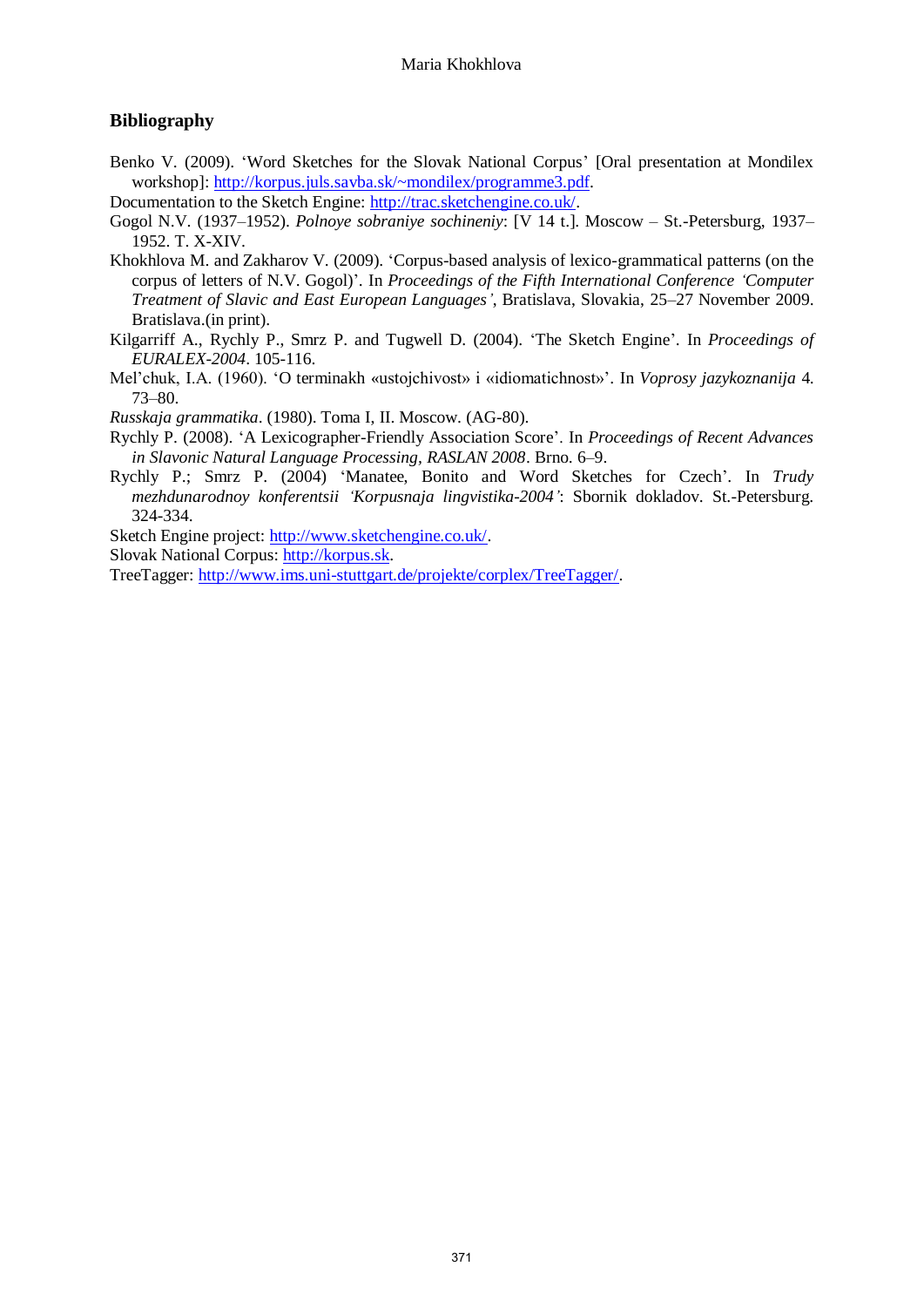## Bibliography

Benko V. (2009). 'Word Sketches for the Slovak National Corpus' [Oral presentation at Mondilex workshop]: http://korpus.juls.savba.sk/~mondilex/programme3.pdf.

Documentation to the Sketch Engine: http://trac.sketchengine.co.uk/.

Gogol N.V. (1937–1952). *Polnoye sobraniye sochineniy*: [V 14 t.]. Moscow – St.-Petersburg, 1937–1952. T. X-XIV.

Khokhlova M. and Zakharov V. (2009). 'Corpus-based analysis of lexico-grammatical patterns (on the corpus of letters of N.V. Gogol)'. In *Proceedings of the Fifth International Conference 'Computer Treatment of Slavic and East European Languages'*, Bratislava, Slovakia, 25–27 November 2009. Bratislava.(in print).

Kilgarriff A., Rychly P., Smrz P. and Tugwell D. (2004). 'The Sketch Engine'. In *Proceedings of EURALEX-2004*. 105-116.

Mel'chuk, I.A. (1960). 'O terminakh «ustojchivost» i «idiomatichnost»'. In *Voprosy jazykoznanija* 4. 73–80.

*Russkaja grammatika*. (1980). Toma I, II. Moscow. (AG-80).

Rychly P. (2008). 'A Lexicographer-Friendly Association Score'. In *Proceedings of Recent Advances in Slavonic Natural Language Processing, RASLAN 2008*. Brno. 6–9.

Rychly P.; Smrz P. (2004) 'Manatee, Bonito and Word Sketches for Czech'. In *Trudy mezhdunarodnoy konferentsii 'Korpusnaja lingvistika-2004'*: Sbornik dokladov. St.-Petersburg. 324-334.

Sketch Engine project: http://www.sketchengine.co.uk/.

Slovak National Corpus: http://korpus.sk.

TreeTagger: http://www.ims.uni-stuttgart.de/projekte/corplex/TreeTagger/.